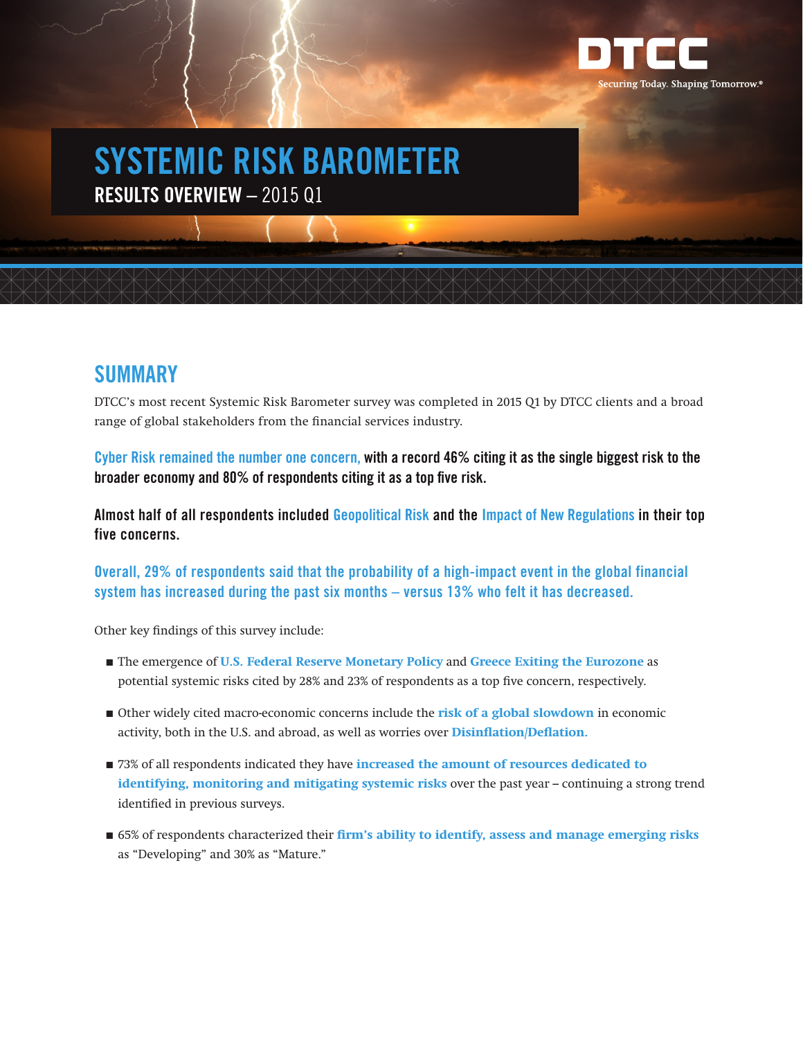DTCC

Securing Today. Shaping Tomorrow.®

# SYSTEMIC RISK BAROMETER

**RESULTS OVERVIEW** – 2015 Q1

## SUMMARY

DTCC's most recent Systemic Risk Barometer survey was completed in 2015 Q1 by DTCC clients and a broad range of global stakeholders from the financial services industry.

**Cyber Risk remained the number one concern, with a record 46% citing it as the single biggest risk to the broader economy and 80% of respondents citing it as a top five risk.**

**Almost half of all respondents included Geopolitical Risk and the Impact of New Regulations in their top five concerns.**

**Overall, 29% of respondents said that the probability of a high-impact event in the global financial system has increased during the past six months – versus 13% who felt it has decreased.**

Other key findings of this survey include:

- The emergence of **U.S. Federal Reserve Monetary Policy** and **Greece Exiting the Eurozone** as potential systemic risks cited by 28% and 23% of respondents as a top five concern, respectively.
- Other widely cited macro-economic concerns include the **risk of a global slowdown** in economic activity, both in the U.S. and abroad, as well as worries over **Disinflation/Deflation.**
- 73% of all respondents indicated they have **increased the amount of resources dedicated to identifying, monitoring and mitigating systemic risks** over the past year – continuing a strong trend identified in previous surveys.
- 65% of respondents characterized their **firm's ability to identify, assess and manage emerging risks** as "Developing" and 30% as "Mature."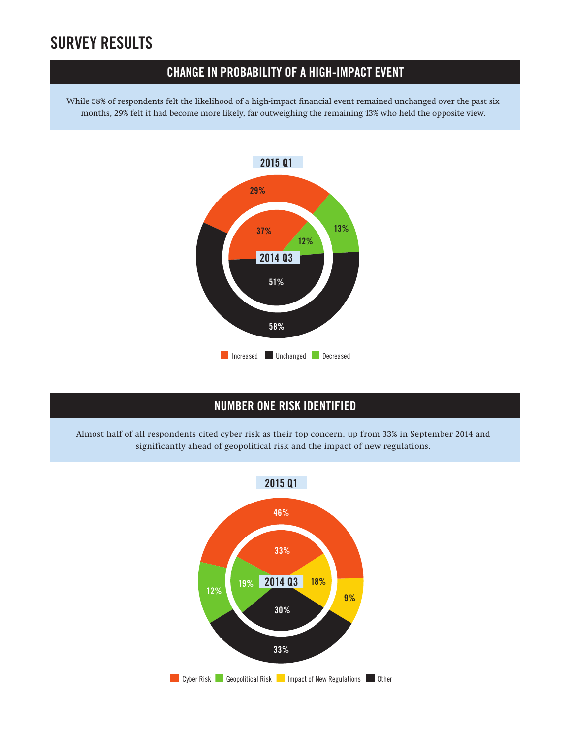# SURVEY RESULTS

## CHANGE IN PROBABILITY OF A HIGH-IMPACT EVENT

While 58% of respondents felt the likelihood of a high-impact financial event remained unchanged over the past six months, 29% felt it had become more likely, far outweighing the remaining 13% who held the opposite view.

| | 2014 Q3 | 2015 Q1 |
|---|---|---|
| Increased | 37% | 29% |
| Unchanged | 51% | 58% |
| Decreased | 12% | 13% |

## NUMBER ONE RISK IDENTIFIED

Almost half of all respondents cited cyber risk as their top concern, up from 33% in September 2014 and significantly ahead of geopolitical risk and the impact of new regulations.

| | 2014 Q3 | 2015 Q1 |
|---|---|---|
| Cyber Risk | 33% | 46% |
| Geopolitical Risk | 19% | 12% |
| Impact of New Regulations | 18% | 9% |
| Other | 30% | 33% |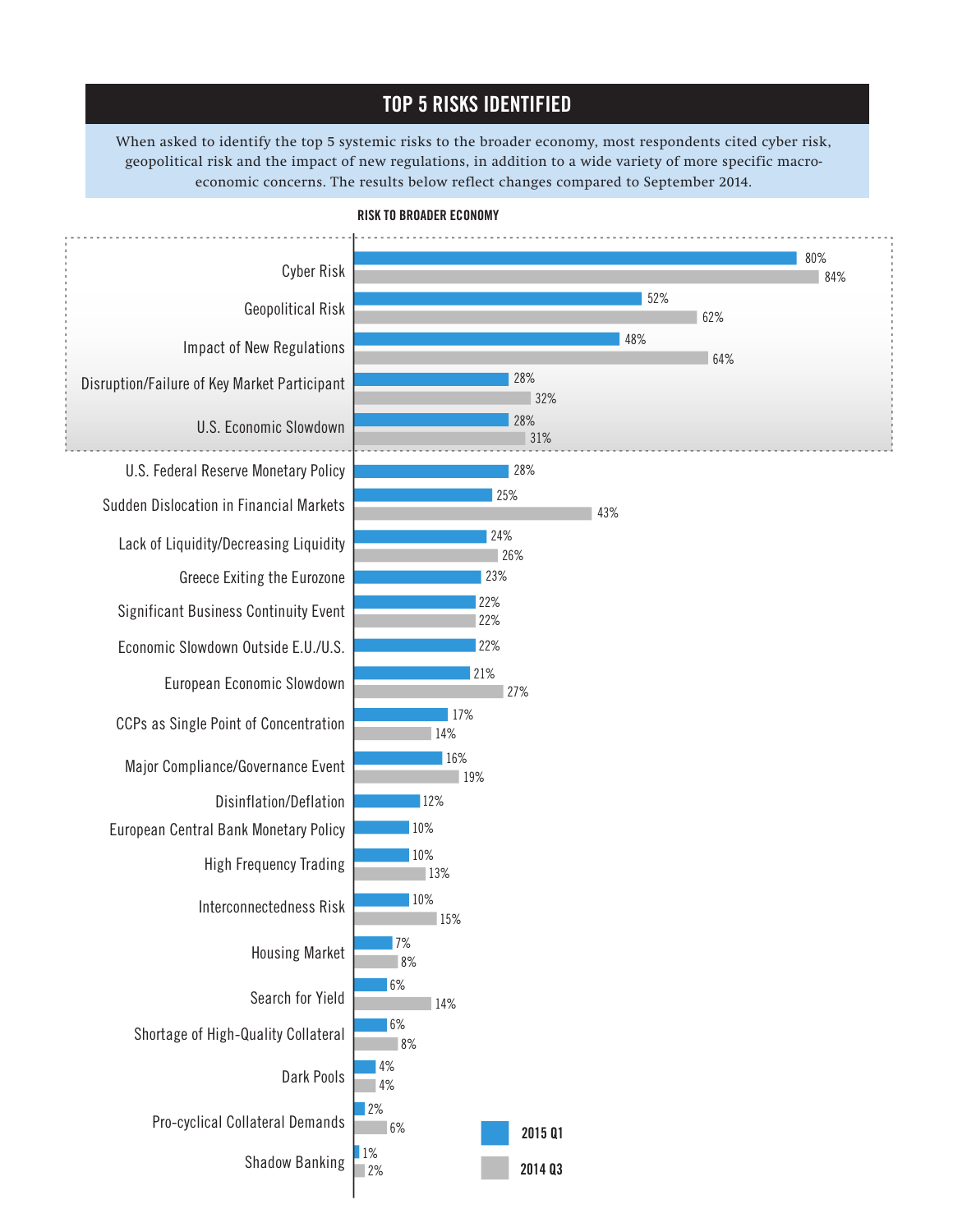## TOP 5 RISKS IDENTIFIED

When asked to identify the top 5 systemic risks to the broader economy, most respondents cited cyber risk, geopolitical risk and the impact of new regulations, in addition to a wide variety of more specific macro-economic concerns. The results below reflect changes compared to September 2014.

**RISK TO BROADER ECONOMY**

| Risk | 2015 Q1 | 2014 Q3 |
|---|---|---|
| Cyber Risk | 80% | 84% |
| Geopolitical Risk | 52% | 62% |
| Impact of New Regulations | 48% | 64% |
| Disruption/Failure of Key Market Participant | 28% | 32% |
| U.S. Economic Slowdown | 28% | 31% |
| U.S. Federal Reserve Monetary Policy | 28% | |
| Sudden Dislocation in Financial Markets | 25% | 43% |
| Lack of Liquidity/Decreasing Liquidity | 24% | 26% |
| Greece Exiting the Eurozone | 23% | |
| Significant Business Continuity Event | 22% | 22% |
| Economic Slowdown Outside E.U./U.S. | 22% | |
| European Economic Slowdown | 21% | 27% |
| CCPs as Single Point of Concentration | 17% | 14% |
| Major Compliance/Governance Event | 16% | 19% |
| Disinflation/Deflation | 12% | |
| European Central Bank Monetary Policy | 10% | |
| High Frequency Trading | 10% | 13% |
| Interconnectedness Risk | 10% | 15% |
| Housing Market | 7% | 8% |
| Search for Yield | 6% | 14% |
| Shortage of High-Quality Collateral | 6% | 8% |
| Dark Pools | 4% | 4% |
| Pro-cyclical Collateral Demands | 2% | 6% |
| Shadow Banking | 1% | 2% |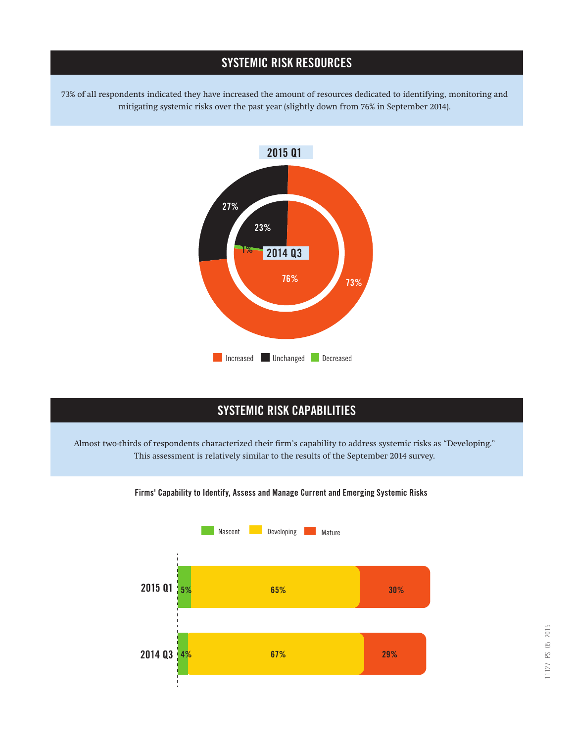## SYSTEMIC RISK RESOURCES

73% of all respondents indicated they have increased the amount of resources dedicated to identifying, monitoring and mitigating systemic risks over the past year (slightly down from 76% in September 2014).

2015 Q1

27%

23%

1%

2014 Q3

76%

73%

Increased Unchanged Decreased

## SYSTEMIC RISK CAPABILITIES

Almost two-thirds of respondents characterized their firm's capability to address systemic risks as "Developing." This assessment is relatively similar to the results of the September 2014 survey.

**Firms' Capability to Identify, Assess and Manage Current and Emerging Systemic Risks**

Nascent Developing Mature

2015 Q1 5% 65% 30%

2014 Q3 4% 67% 29%

11127_PS_05_2015